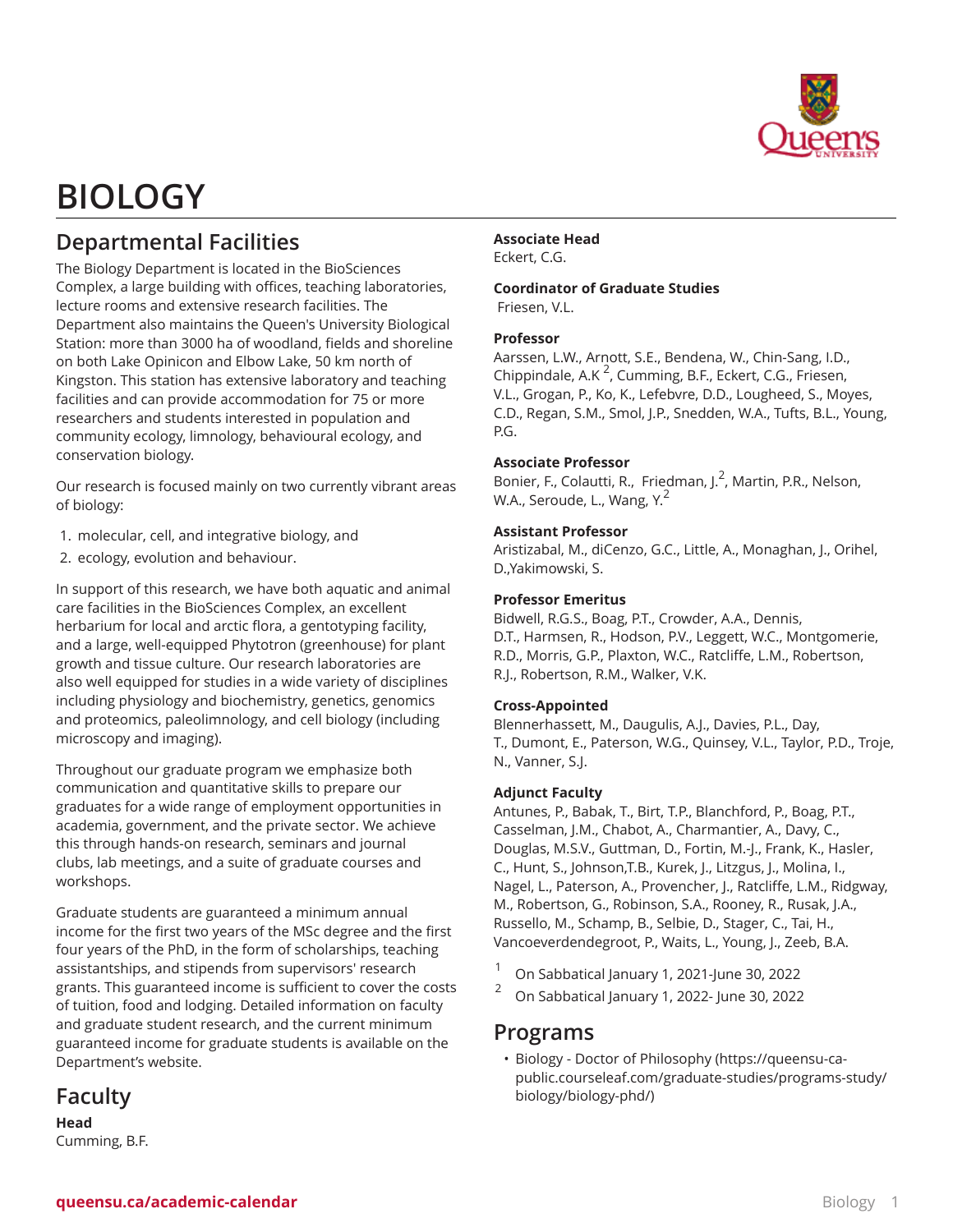# BIOLOGY

## Departmental Facilities

The Biology Department is located in the BioSciences Complex, a large building with offices, teaching laboratories, lecture rooms and extensive research facilities. The Department also maintains the Queen's University Biological Station: more than 3000 ha of woodland, fields and shoreline on both Lake Opinicon and Elbow Lake, 50 km north of Kingston. This station has extensive laboratory and teaching facilities and can provide accommodation for 75 or more researchers and students interested in population and community ecology, limnology, behavioural ecology, and conservation biology.

Our research is focused mainly on two currently vibrant areas of biology:

1. molecular, cell, and integrative biology, and
2. ecology, evolution and behaviour.

In support of this research, we have both aquatic and animal care facilities in the BioSciences Complex, an excellent herbarium for local and arctic flora, a gentotyping facility, and a large, well-equipped Phytotron (greenhouse) for plant growth and tissue culture. Our research laboratories are also well equipped for studies in a wide variety of disciplines including physiology and biochemistry, genetics, genomics and proteomics, paleolimnology, and cell biology (including microscopy and imaging).

Throughout our graduate program we emphasize both communication and quantitative skills to prepare our graduates for a wide range of employment opportunities in academia, government, and the private sector. We achieve this through hands-on research, seminars and journal clubs, lab meetings, and a suite of graduate courses and workshops.

Graduate students are guaranteed a minimum annual income for the first two years of the MSc degree and the first four years of the PhD, in the form of scholarships, teaching assistantships, and stipends from supervisors' research grants. This guaranteed income is sufficient to cover the costs of tuition, food and lodging. Detailed information on faculty and graduate student research, and the current minimum guaranteed income for graduate students is available on the Department's website.

## Faculty

**Head**
Cumming, B.F.

**Associate Head**
Eckert, C.G.

**Coordinator of Graduate Studies**
Friesen, V.L.

**Professor**
Aarssen, L.W., Arnott, S.E., Bendena, W., Chin-Sang, I.D., Chippindale, A.K [2], Cumming, B.F., Eckert, C.G., Friesen, V.L., Grogan, P., Ko, K., Lefebvre, D.D., Lougheed, S., Moyes, C.D., Regan, S.M., Smol, J.P., Snedden, W.A., Tufts, B.L., Young, P.G.

**Associate Professor**
Bonier, F., Colautti, R., Friedman, J.[2], Martin, P.R., Nelson, W.A., Seroude, L., Wang, Y.[2]

**Assistant Professor**
Aristizabal, M., diCenzo, G.C., Little, A., Monaghan, J., Orihel, D.,Yakimowski, S.

**Professor Emeritus**
Bidwell, R.G.S., Boag, P.T., Crowder, A.A., Dennis, D.T., Harmsen, R., Hodson, P.V., Leggett, W.C., Montgomerie, R.D., Morris, G.P., Plaxton, W.C., Ratcliffe, L.M., Robertson, R.J., Robertson, R.M., Walker, V.K.

**Cross-Appointed**
Blennerhassett, M., Daugulis, A.J., Davies, P.L., Day, T., Dumont, E., Paterson, W.G., Quinsey, V.L., Taylor, P.D., Troje, N., Vanner, S.J.

**Adjunct Faculty**
Antunes, P., Babak, T., Birt, T.P., Blanchford, P., Boag, P.T., Casselman, J.M., Chabot, A., Charmantier, A., Davy, C., Douglas, M.S.V., Guttman, D., Fortin, M.-J., Frank, K., Hasler, C., Hunt, S., Johnson,T.B., Kurek, J., Litzgus, J., Molina, I., Nagel, L., Paterson, A., Provencher, J., Ratcliffe, L.M., Ridgway, M., Robertson, G., Robinson, S.A., Rooney, R., Rusak, J.A., Russello, M., Schamp, B., Selbie, D., Stager, C., Tai, H., Vancoeverdendegroot, P., Waits, L., Young, J., Zeeb, B.A.

[1] On Sabbatical January 1, 2021-June 30, 2022

[2] On Sabbatical January 1, 2022- June 30, 2022

## Programs

- Biology - Doctor of Philosophy (https://queensu-ca-public.courseleaf.com/graduate-studies/programs-study/biology/biology-phd/)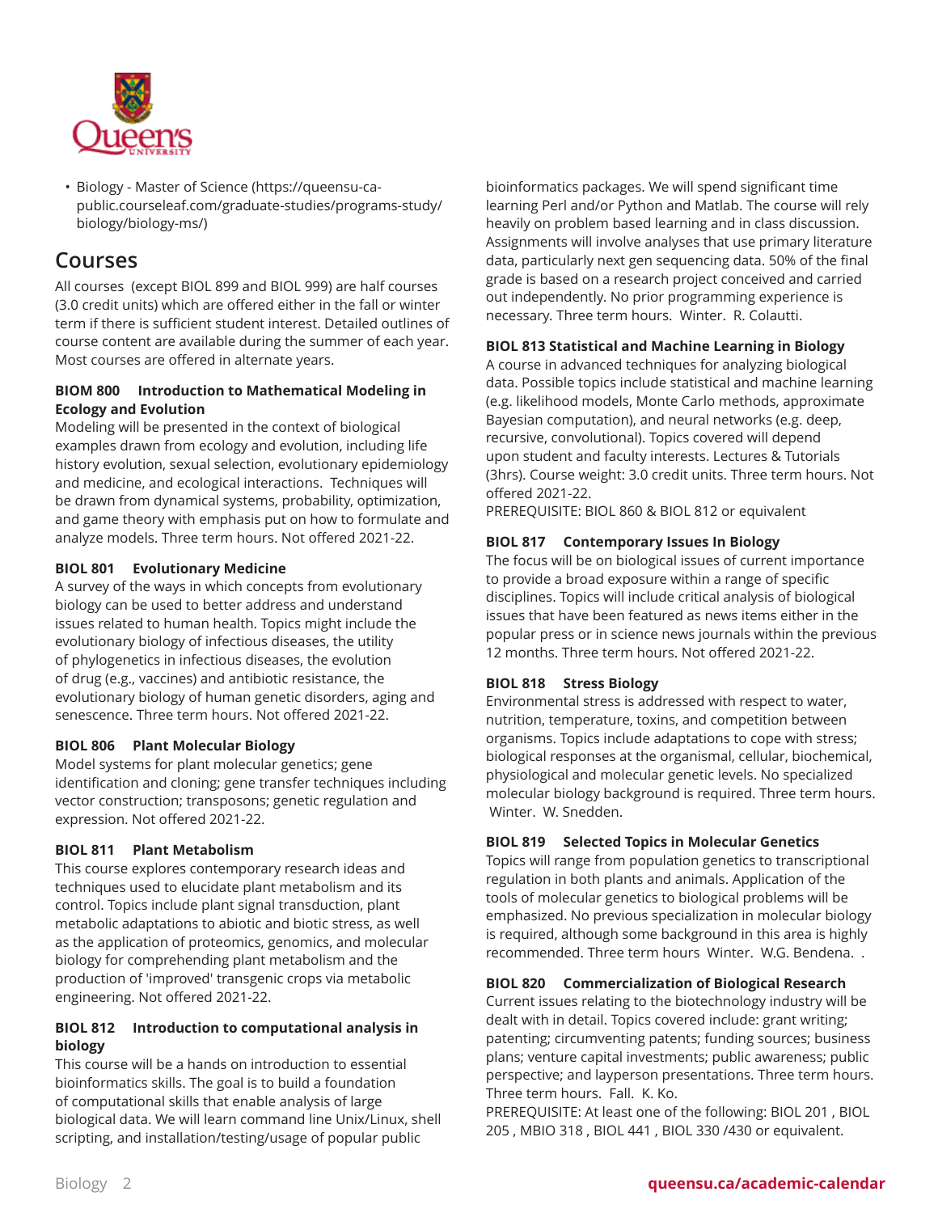- Biology - Master of Science (https://queensu-ca-public.courseleaf.com/graduate-studies/programs-study/biology/biology-ms/)

## Courses

All courses (except BIOL 899 and BIOL 999) are half courses (3.0 credit units) which are offered either in the fall or winter term if there is sufficient student interest. Detailed outlines of course content are available during the summer of each year. Most courses are offered in alternate years.

**BIOM 800 Introduction to Mathematical Modeling in Ecology and Evolution**
Modeling will be presented in the context of biological examples drawn from ecology and evolution, including life history evolution, sexual selection, evolutionary epidemiology and medicine, and ecological interactions. Techniques will be drawn from dynamical systems, probability, optimization, and game theory with emphasis put on how to formulate and analyze models. Three term hours. Not offered 2021-22.

**BIOL 801 Evolutionary Medicine**
A survey of the ways in which concepts from evolutionary biology can be used to better address and understand issues related to human health. Topics might include the evolutionary biology of infectious diseases, the utility of phylogenetics in infectious diseases, the evolution of drug (e.g., vaccines) and antibiotic resistance, the evolutionary biology of human genetic disorders, aging and senescence. Three term hours. Not offered 2021-22.

**BIOL 806 Plant Molecular Biology**
Model systems for plant molecular genetics; gene identification and cloning; gene transfer techniques including vector construction; transposons; genetic regulation and expression. Not offered 2021-22.

**BIOL 811 Plant Metabolism**
This course explores contemporary research ideas and techniques used to elucidate plant metabolism and its control. Topics include plant signal transduction, plant metabolic adaptations to abiotic and biotic stress, as well as the application of proteomics, genomics, and molecular biology for comprehending plant metabolism and the production of 'improved' transgenic crops via metabolic engineering. Not offered 2021-22.

**BIOL 812 Introduction to computational analysis in biology**
This course will be a hands on introduction to essential bioinformatics skills. The goal is to build a foundation of computational skills that enable analysis of large biological data. We will learn command line Unix/Linux, shell scripting, and installation/testing/usage of popular public bioinformatics packages. We will spend significant time learning Perl and/or Python and Matlab. The course will rely heavily on problem based learning and in class discussion. Assignments will involve analyses that use primary literature data, particularly next gen sequencing data. 50% of the final grade is based on a research project conceived and carried out independently. No prior programming experience is necessary. Three term hours. Winter. R. Colautti.

**BIOL 813 Statistical and Machine Learning in Biology**
A course in advanced techniques for analyzing biological data. Possible topics include statistical and machine learning (e.g. likelihood models, Monte Carlo methods, approximate Bayesian computation), and neural networks (e.g. deep, recursive, convolutional). Topics covered will depend upon student and faculty interests. Lectures & Tutorials (3hrs). Course weight: 3.0 credit units. Three term hours. Not offered 2021-22.
PREREQUISITE: BIOL 860 & BIOL 812 or equivalent

**BIOL 817 Contemporary Issues In Biology**
The focus will be on biological issues of current importance to provide a broad exposure within a range of specific disciplines. Topics will include critical analysis of biological issues that have been featured as news items either in the popular press or in science news journals within the previous 12 months. Three term hours. Not offered 2021-22.

**BIOL 818 Stress Biology**
Environmental stress is addressed with respect to water, nutrition, temperature, toxins, and competition between organisms. Topics include adaptations to cope with stress; biological responses at the organismal, cellular, biochemical, physiological and molecular genetic levels. No specialized molecular biology background is required. Three term hours. Winter. W. Snedden.

**BIOL 819 Selected Topics in Molecular Genetics**
Topics will range from population genetics to transcriptional regulation in both plants and animals. Application of the tools of molecular genetics to biological problems will be emphasized. No previous specialization in molecular biology is required, although some background in this area is highly recommended. Three term hours Winter. W.G. Bendena. .

**BIOL 820 Commercialization of Biological Research**
Current issues relating to the biotechnology industry will be dealt with in detail. Topics covered include: grant writing; patenting; circumventing patents; funding sources; business plans; venture capital investments; public awareness; public perspective; and layperson presentations. Three term hours. Three term hours. Fall. K. Ko.
PREREQUISITE: At least one of the following: BIOL 201 , BIOL 205 , MBIO 318 , BIOL 441 , BIOL 330 /430 or equivalent.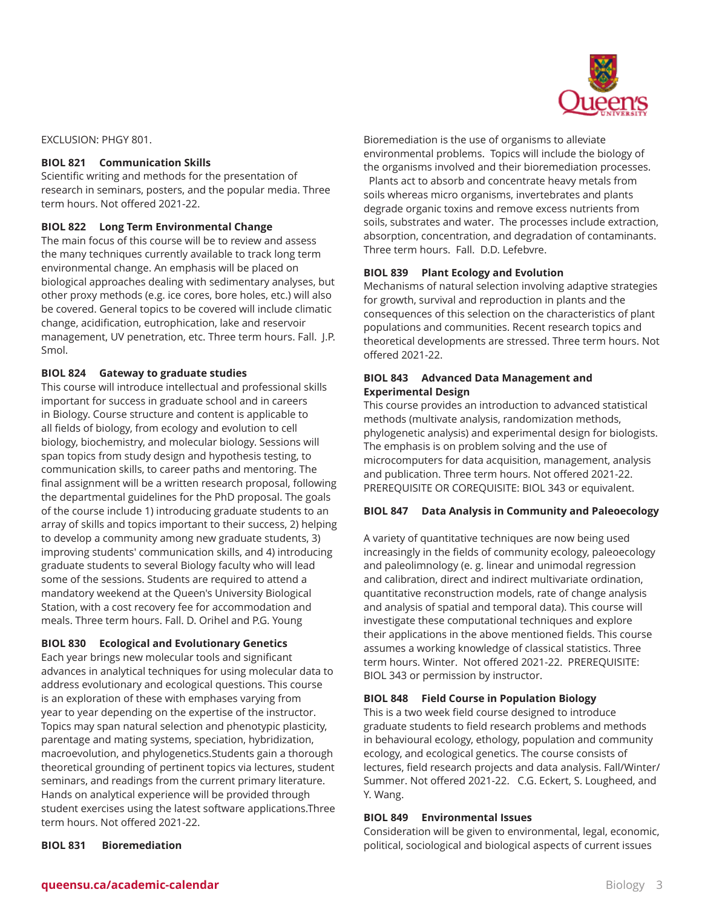EXCLUSION: PHGY 801.

**BIOL 821 Communication Skills**
Scientific writing and methods for the presentation of research in seminars, posters, and the popular media. Three term hours. Not offered 2021-22.

**BIOL 822 Long Term Environmental Change**
The main focus of this course will be to review and assess the many techniques currently available to track long term environmental change. An emphasis will be placed on biological approaches dealing with sedimentary analyses, but other proxy methods (e.g. ice cores, bore holes, etc.) will also be covered. General topics to be covered will include climatic change, acidification, eutrophication, lake and reservoir management, UV penetration, etc. Three term hours. Fall. J.P. Smol.

**BIOL 824 Gateway to graduate studies**
This course will introduce intellectual and professional skills important for success in graduate school and in careers in Biology. Course structure and content is applicable to all fields of biology, from ecology and evolution to cell biology, biochemistry, and molecular biology. Sessions will span topics from study design and hypothesis testing, to communication skills, to career paths and mentoring. The final assignment will be a written research proposal, following the departmental guidelines for the PhD proposal. The goals of the course include 1) introducing graduate students to an array of skills and topics important to their success, 2) helping to develop a community among new graduate students, 3) improving students' communication skills, and 4) introducing graduate students to several Biology faculty who will lead some of the sessions. Students are required to attend a mandatory weekend at the Queen's University Biological Station, with a cost recovery fee for accommodation and meals. Three term hours. Fall. D. Orihel and P.G. Young

**BIOL 830 Ecological and Evolutionary Genetics**
Each year brings new molecular tools and significant advances in analytical techniques for using molecular data to address evolutionary and ecological questions. This course is an exploration of these with emphases varying from year to year depending on the expertise of the instructor. Topics may span natural selection and phenotypic plasticity, parentage and mating systems, speciation, hybridization, macroevolution, and phylogenetics.Students gain a thorough theoretical grounding of pertinent topics via lectures, student seminars, and readings from the current primary literature. Hands on analytical experience will be provided through student exercises using the latest software applications.Three term hours. Not offered 2021-22.

**BIOL 831 Bioremediation**
Bioremediation is the use of organisms to alleviate environmental problems. Topics will include the biology of the organisms involved and their bioremediation processes. Plants act to absorb and concentrate heavy metals from soils whereas micro organisms, invertebrates and plants degrade organic toxins and remove excess nutrients from soils, substrates and water. The processes include extraction, absorption, concentration, and degradation of contaminants. Three term hours. Fall. D.D. Lefebvre.

**BIOL 839 Plant Ecology and Evolution**
Mechanisms of natural selection involving adaptive strategies for growth, survival and reproduction in plants and the consequences of this selection on the characteristics of plant populations and communities. Recent research topics and theoretical developments are stressed. Three term hours. Not offered 2021-22.

**BIOL 843 Advanced Data Management and Experimental Design**
This course provides an introduction to advanced statistical methods (multivate analysis, randomization methods, phylogenetic analysis) and experimental design for biologists. The emphasis is on problem solving and the use of microcomputers for data acquisition, management, analysis and publication. Three term hours. Not offered 2021-22. PREREQUISITE OR COREQUISITE: BIOL 343 or equivalent.

**BIOL 847 Data Analysis in Community and Paleoecology**

A variety of quantitative techniques are now being used increasingly in the fields of community ecology, paleoecology and paleolimnology (e. g. linear and unimodal regression and calibration, direct and indirect multivariate ordination, quantitative reconstruction models, rate of change analysis and analysis of spatial and temporal data). This course will investigate these computational techniques and explore their applications in the above mentioned fields. This course assumes a working knowledge of classical statistics. Three term hours. Winter. Not offered 2021-22. PREREQUISITE: BIOL 343 or permission by instructor.

**BIOL 848 Field Course in Population Biology**
This is a two week field course designed to introduce graduate students to field research problems and methods in behavioural ecology, ethology, population and community ecology, and ecological genetics. The course consists of lectures, field research projects and data analysis. Fall/Winter/Summer. Not offered 2021-22. C.G. Eckert, S. Lougheed, and Y. Wang.

**BIOL 849 Environmental Issues**
Consideration will be given to environmental, legal, economic, political, sociological and biological aspects of current issues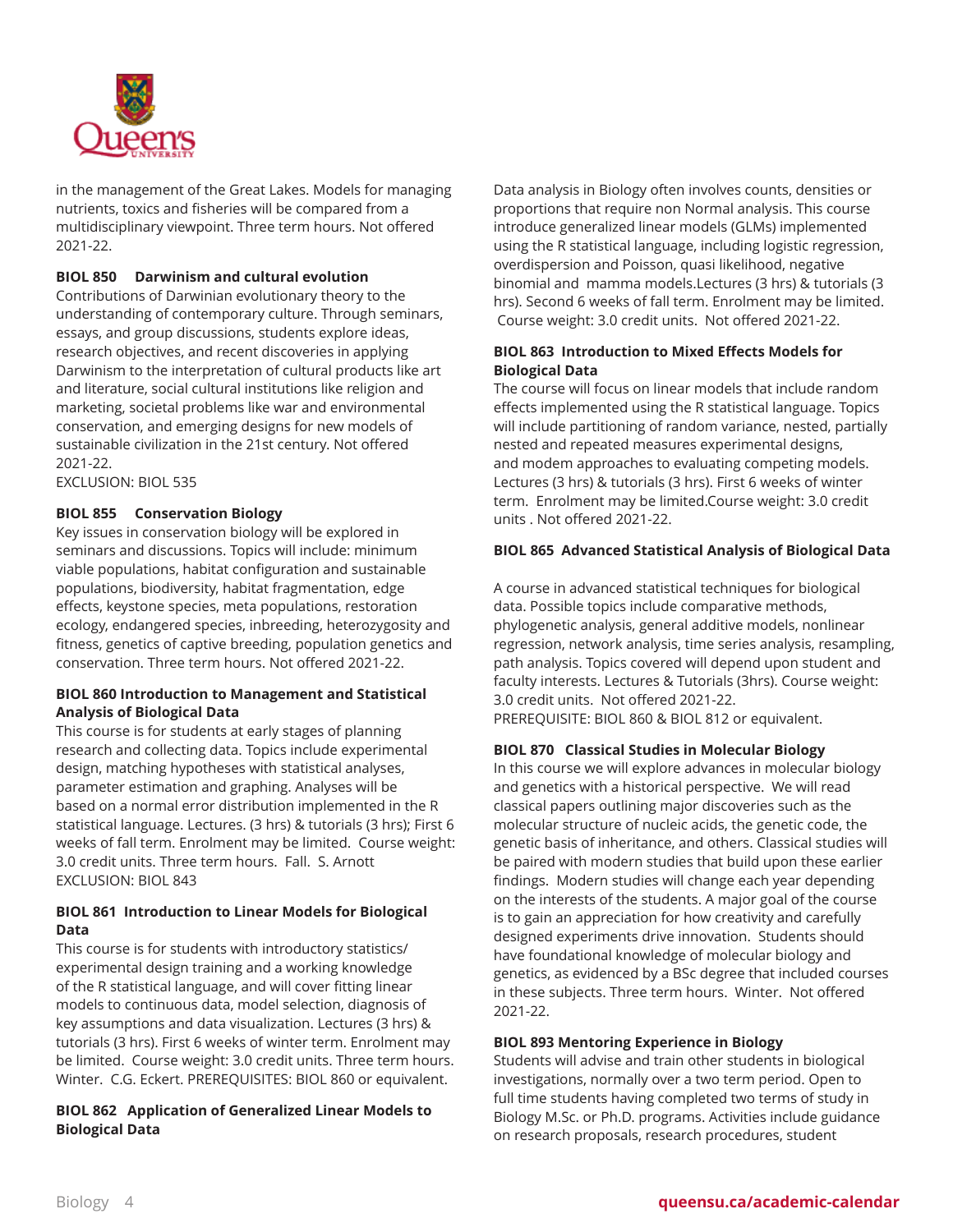in the management of the Great Lakes. Models for managing nutrients, toxics and fisheries will be compared from a multidisciplinary viewpoint. Three term hours. Not offered 2021-22.

**BIOL 850 Darwinism and cultural evolution**
Contributions of Darwinian evolutionary theory to the understanding of contemporary culture. Through seminars, essays, and group discussions, students explore ideas, research objectives, and recent discoveries in applying Darwinism to the interpretation of cultural products like art and literature, social cultural institutions like religion and marketing, societal problems like war and environmental conservation, and emerging designs for new models of sustainable civilization in the 21st century. Not offered 2021-22.
EXCLUSION: BIOL 535

**BIOL 855 Conservation Biology**
Key issues in conservation biology will be explored in seminars and discussions. Topics will include: minimum viable populations, habitat configuration and sustainable populations, biodiversity, habitat fragmentation, edge effects, keystone species, meta populations, restoration ecology, endangered species, inbreeding, heterozygosity and fitness, genetics of captive breeding, population genetics and conservation. Three term hours. Not offered 2021-22.

**BIOL 860 Introduction to Management and Statistical Analysis of Biological Data**
This course is for students at early stages of planning research and collecting data. Topics include experimental design, matching hypotheses with statistical analyses, parameter estimation and graphing. Analyses will be based on a normal error distribution implemented in the R statistical language. Lectures. (3 hrs) & tutorials (3 hrs); First 6 weeks of fall term. Enrolment may be limited. Course weight: 3.0 credit units. Three term hours. Fall. S. Arnott
EXCLUSION: BIOL 843

**BIOL 861 Introduction to Linear Models for Biological Data**
This course is for students with introductory statistics/ experimental design training and a working knowledge of the R statistical language, and will cover fitting linear models to continuous data, model selection, diagnosis of key assumptions and data visualization. Lectures (3 hrs) & tutorials (3 hrs). First 6 weeks of winter term. Enrolment may be limited. Course weight: 3.0 credit units. Three term hours. Winter. C.G. Eckert. PREREQUISITES: BIOL 860 or equivalent.

**BIOL 862 Application of Generalized Linear Models to Biological Data**
Data analysis in Biology often involves counts, densities or proportions that require non Normal analysis. This course introduce generalized linear models (GLMs) implemented using the R statistical language, including logistic regression, overdispersion and Poisson, quasi likelihood, negative binomial and mamma models.Lectures (3 hrs) & tutorials (3 hrs). Second 6 weeks of fall term. Enrolment may be limited. Course weight: 3.0 credit units. Not offered 2021-22.

**BIOL 863 Introduction to Mixed Effects Models for Biological Data**
The course will focus on linear models that include random effects implemented using the R statistical language. Topics will include partitioning of random variance, nested, partially nested and repeated measures experimental designs, and modem approaches to evaluating competing models. Lectures (3 hrs) & tutorials (3 hrs). First 6 weeks of winter term. Enrolment may be limited.Course weight: 3.0 credit units . Not offered 2021-22.

**BIOL 865 Advanced Statistical Analysis of Biological Data**

A course in advanced statistical techniques for biological data. Possible topics include comparative methods, phylogenetic analysis, general additive models, nonlinear regression, network analysis, time series analysis, resampling, path analysis. Topics covered will depend upon student and faculty interests. Lectures & Tutorials (3hrs). Course weight: 3.0 credit units. Not offered 2021-22.
PREREQUISITE: BIOL 860 & BIOL 812 or equivalent.

**BIOL 870 Classical Studies in Molecular Biology**
In this course we will explore advances in molecular biology and genetics with a historical perspective. We will read classical papers outlining major discoveries such as the molecular structure of nucleic acids, the genetic code, the genetic basis of inheritance, and others. Classical studies will be paired with modern studies that build upon these earlier findings. Modern studies will change each year depending on the interests of the students. A major goal of the course is to gain an appreciation for how creativity and carefully designed experiments drive innovation. Students should have foundational knowledge of molecular biology and genetics, as evidenced by a BSc degree that included courses in these subjects. Three term hours. Winter. Not offered 2021-22.

**BIOL 893 Mentoring Experience in Biology**
Students will advise and train other students in biological investigations, normally over a two term period. Open to full time students having completed two terms of study in Biology M.Sc. or Ph.D. programs. Activities include guidance on research proposals, research procedures, student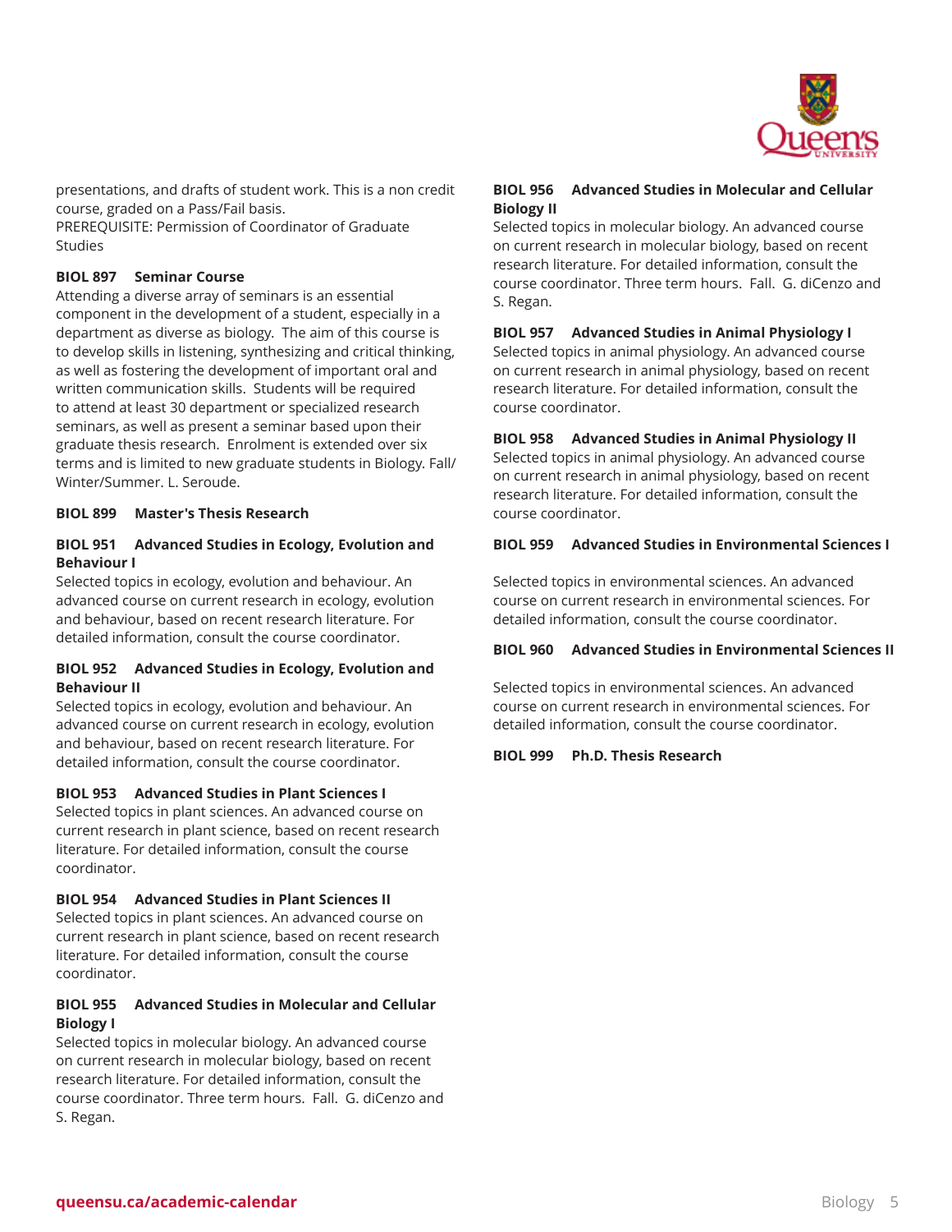presentations, and drafts of student work. This is a non credit course, graded on a Pass/Fail basis.
PREREQUISITE: Permission of Coordinator of Graduate Studies

**BIOL 897 Seminar Course**
Attending a diverse array of seminars is an essential component in the development of a student, especially in a department as diverse as biology. The aim of this course is to develop skills in listening, synthesizing and critical thinking, as well as fostering the development of important oral and written communication skills. Students will be required to attend at least 30 department or specialized research seminars, as well as present a seminar based upon their graduate thesis research. Enrolment is extended over six terms and is limited to new graduate students in Biology. Fall/Winter/Summer. L. Seroude.

**BIOL 899 Master's Thesis Research**

**BIOL 951 Advanced Studies in Ecology, Evolution and Behaviour I**
Selected topics in ecology, evolution and behaviour. An advanced course on current research in ecology, evolution and behaviour, based on recent research literature. For detailed information, consult the course coordinator.

**BIOL 952 Advanced Studies in Ecology, Evolution and Behaviour II**
Selected topics in ecology, evolution and behaviour. An advanced course on current research in ecology, evolution and behaviour, based on recent research literature. For detailed information, consult the course coordinator.

**BIOL 953 Advanced Studies in Plant Sciences I**
Selected topics in plant sciences. An advanced course on current research in plant science, based on recent research literature. For detailed information, consult the course coordinator.

**BIOL 954 Advanced Studies in Plant Sciences II**
Selected topics in plant sciences. An advanced course on current research in plant science, based on recent research literature. For detailed information, consult the course coordinator.

**BIOL 955 Advanced Studies in Molecular and Cellular Biology I**
Selected topics in molecular biology. An advanced course on current research in molecular biology, based on recent research literature. For detailed information, consult the course coordinator. Three term hours. Fall. G. diCenzo and S. Regan.

**BIOL 956 Advanced Studies in Molecular and Cellular Biology II**
Selected topics in molecular biology. An advanced course on current research in molecular biology, based on recent research literature. For detailed information, consult the course coordinator. Three term hours. Fall. G. diCenzo and S. Regan.

**BIOL 957 Advanced Studies in Animal Physiology I**
Selected topics in animal physiology. An advanced course on current research in animal physiology, based on recent research literature. For detailed information, consult the course coordinator.

**BIOL 958 Advanced Studies in Animal Physiology II**
Selected topics in animal physiology. An advanced course on current research in animal physiology, based on recent research literature. For detailed information, consult the course coordinator.

**BIOL 959 Advanced Studies in Environmental Sciences I**

Selected topics in environmental sciences. An advanced course on current research in environmental sciences. For detailed information, consult the course coordinator.

**BIOL 960 Advanced Studies in Environmental Sciences II**

Selected topics in environmental sciences. An advanced course on current research in environmental sciences. For detailed information, consult the course coordinator.

**BIOL 999 Ph.D. Thesis Research**